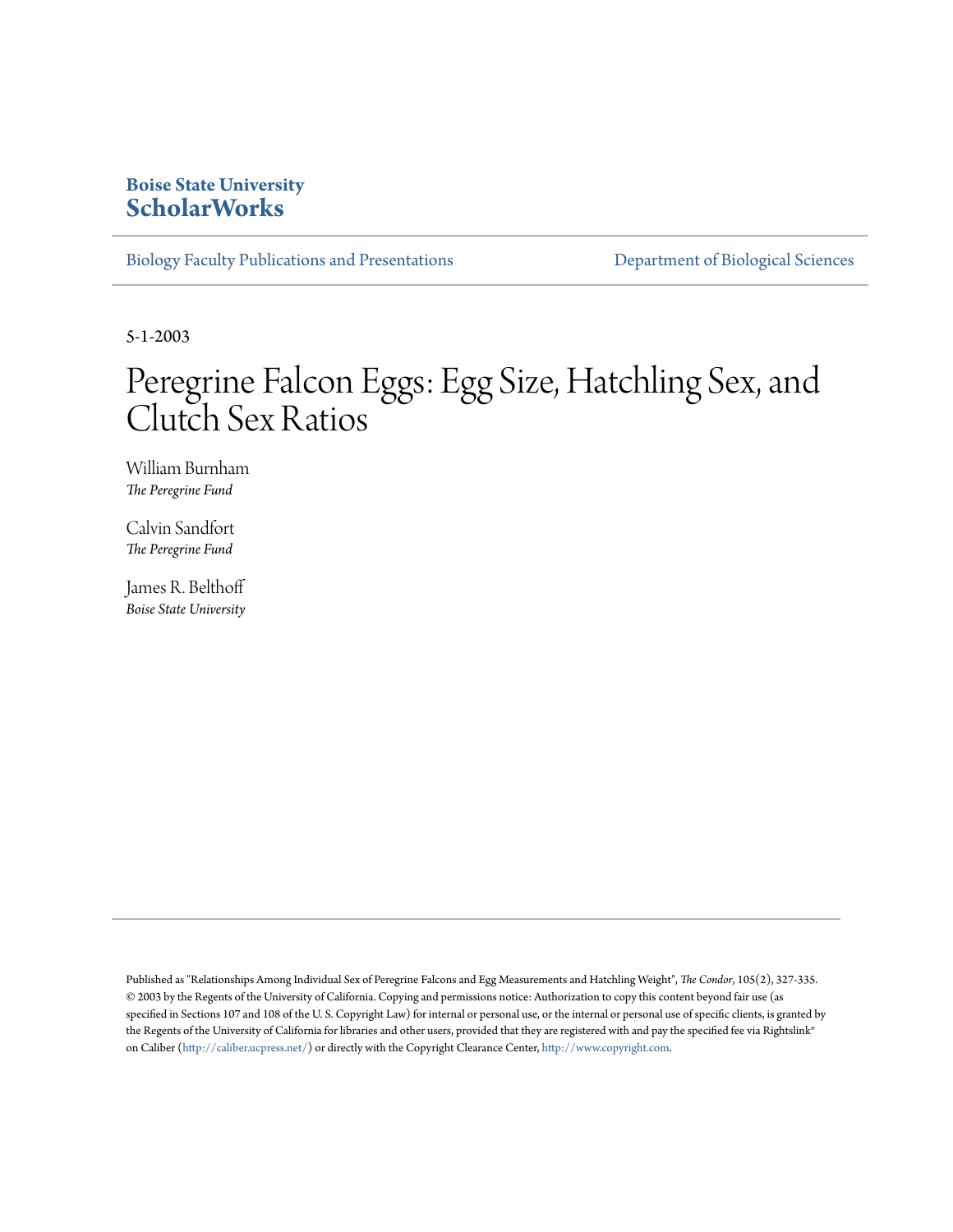**Boise State University**
**ScholarWorks**

Biology Faculty Publications and Presentations

Department of Biological Sciences

5-1-2003

# Peregrine Falcon Eggs: Egg Size, Hatchling Sex, and Clutch Sex Ratios

William Burnham
*The Peregrine Fund*

Calvin Sandfort
*The Peregrine Fund*

James R. Belthoff
*Boise State University*

Published as "Relationships Among Individual Sex of Peregrine Falcons and Egg Measurements and Hatchling Weight", *The Condor*, 105(2), 327-335. © 2003 by the Regents of the University of California. Copying and permissions notice: Authorization to copy this content beyond fair use (as specified in Sections 107 and 108 of the U. S. Copyright Law) for internal or personal use, or the internal or personal use of specific clients, is granted by the Regents of the University of California for libraries and other users, provided that they are registered with and pay the specified fee via Rightslink® on Caliber (http://caliber.ucpress.net/) or directly with the Copyright Clearance Center, http://www.copyright.com.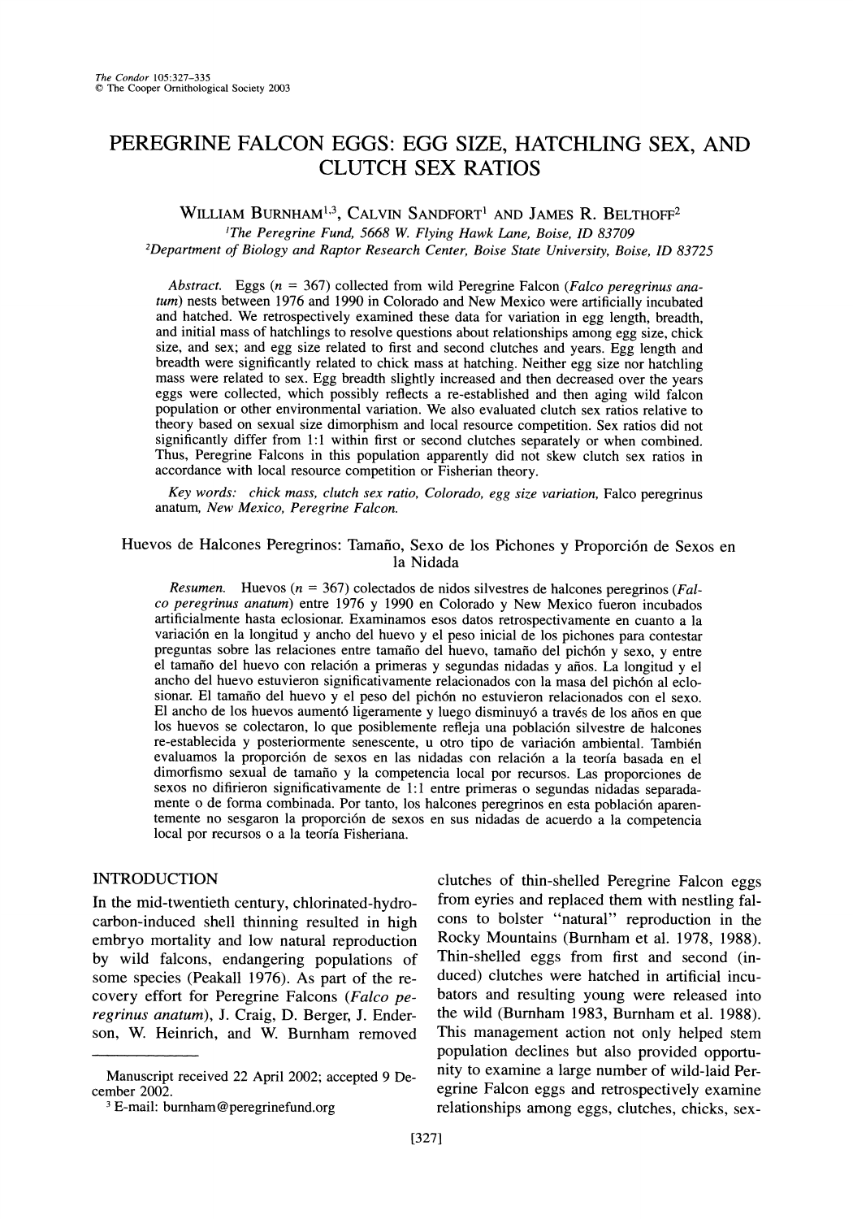# PEREGRINE FALCON EGGS: EGG SIZE, HATCHLING SEX, AND CLUTCH SEX RATIOS

William Burnham[1,3], Calvin Sandfort[1] and James R. Belthoff[2]

[1]The Peregrine Fund, 5668 W. Flying Hawk Lane, Boise, ID 83709

[2]Department of Biology and Raptor Research Center, Boise State University, Boise, ID 83725

*Abstract.* Eggs ($n = 367$) collected from wild Peregrine Falcon (*Falco peregrinus anatum*) nests between 1976 and 1990 in Colorado and New Mexico were artificially incubated and hatched. We retrospectively examined these data for variation in egg length, breadth, and initial mass of hatchlings to resolve questions about relationships among egg size, chick size, and sex; and egg size related to first and second clutches and years. Egg length and breadth were significantly related to chick mass at hatching. Neither egg size nor hatchling mass were related to sex. Egg breadth slightly increased and then decreased over the years eggs were collected, which possibly reflects a re-established and then aging wild falcon population or other environmental variation. We also evaluated clutch sex ratios relative to theory based on sexual size dimorphism and local resource competition. Sex ratios did not significantly differ from 1:1 within first or second clutches separately or when combined. Thus, Peregrine Falcons in this population apparently did not skew clutch sex ratios in accordance with local resource competition or Fisherian theory.

*Key words:* chick mass, clutch sex ratio, Colorado, egg size variation, *Falco peregrinus anatum*, New Mexico, Peregrine Falcon.

## Huevos de Halcones Peregrinos: Tamaño, Sexo de los Pichones y Proporción de Sexos en la Nidada

*Resumen.* Huevos ($n = 367$) colectados de nidos silvestres de halcones peregrinos (*Falco peregrinus anatum*) entre 1976 y 1990 en Colorado y New Mexico fueron incubados artificialmente hasta eclosionar. Examinamos esos datos retrospectivamente en cuanto a la variación en la longitud y ancho del huevo y el peso inicial de los pichones para contestar preguntas sobre las relaciones entre tamaño del huevo, tamaño del pichón y sexo, y entre el tamaño del huevo con relación a primeras y segundas nidadas y años. La longitud y el ancho del huevo estuvieron significativamente relacionados con la masa del pichón al eclosionar. El tamaño del huevo y el peso del pichón no estuvieron relacionados con el sexo. El ancho de los huevos aumentó ligeramente y luego disminuyó a través de los años en que los huevos se colectaron, lo que posiblemente refleja una población silvestre de halcones re-establecida y posteriormente senescente, u otro tipo de variación ambiental. También evaluamos la proporción de sexos en las nidadas con relación a la teoría basada en el dimorfismo sexual de tamaño y la competencia local por recursos. Las proporciones de sexos no difirieron significativamente de 1:1 entre primeras o segundas nidadas separadamente o de forma combinada. Por tanto, los halcones peregrinos en esta población aparentemente no sesgaron la proporción de sexos en sus nidadas de acuerdo a la competencia local por recursos o a la teoría Fisheriana.

## INTRODUCTION

In the mid-twentieth century, chlorinated-hydrocarbon-induced shell thinning resulted in high embryo mortality and low natural reproduction by wild falcons, endangering populations of some species (Peakall 1976). As part of the recovery effort for Peregrine Falcons (*Falco peregrinus anatum*), J. Craig, D. Berger, J. Enderson, W. Heinrich, and W. Burnham removed clutches of thin-shelled Peregrine Falcon eggs from eyries and replaced them with nestling falcons to bolster "natural" reproduction in the Rocky Mountains (Burnham et al. 1978, 1988). Thin-shelled eggs from first and second (induced) clutches were hatched in artificial incubators and resulting young were released into the wild (Burnham 1983, Burnham et al. 1988). This management action not only helped stem population declines but also provided opportunity to examine a large number of wild-laid Peregrine Falcon eggs and retrospectively examine relationships among eggs, clutches, chicks, sex-

---

Manuscript received 22 April 2002; accepted 9 December 2002.

[3] E-mail: burnham@peregrinefund.org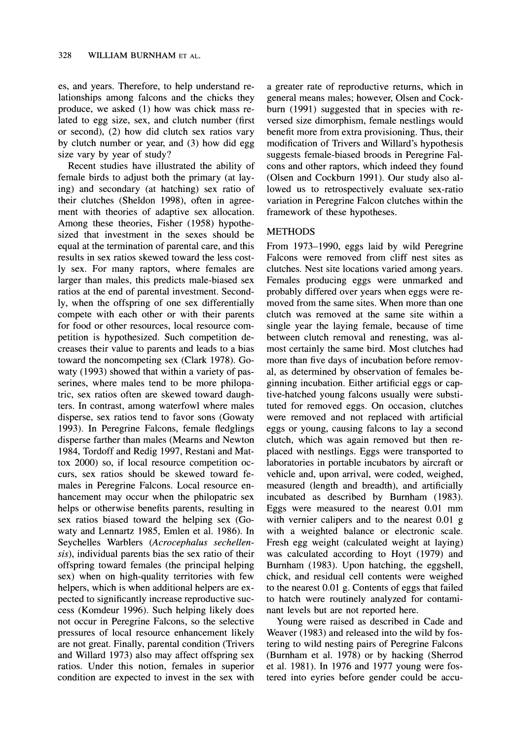es, and years. Therefore, to help understand relationships among falcons and the chicks they produce, we asked (1) how was chick mass related to egg size, sex, and clutch number (first or second), (2) how did clutch sex ratios vary by clutch number or year, and (3) how did egg size vary by year of study?

Recent studies have illustrated the ability of female birds to adjust both the primary (at laying) and secondary (at hatching) sex ratio of their clutches (Sheldon 1998), often in agreement with theories of adaptive sex allocation. Among these theories, Fisher (1958) hypothesized that investment in the sexes should be equal at the termination of parental care, and this results in sex ratios skewed toward the less costly sex. For many raptors, where females are larger than males, this predicts male-biased sex ratios at the end of parental investment. Secondly, when the offspring of one sex differentially compete with each other or with their parents for food or other resources, local resource competition is hypothesized. Such competition decreases their value to parents and leads to a bias toward the noncompeting sex (Clark 1978). Gowaty (1993) showed that within a variety of passerines, where males tend to be more philopatric, sex ratios often are skewed toward daughters. In contrast, among waterfowl where males disperse, sex ratios tend to favor sons (Gowaty 1993). In Peregrine Falcons, female fledglings disperse farther than males (Mearns and Newton 1984, Tordoff and Redig 1997, Restani and Mattox 2000) so, if local resource competition occurs, sex ratios should be skewed toward females in Peregrine Falcons. Local resource enhancement may occur when the philopatric sex helps or otherwise benefits parents, resulting in sex ratios biased toward the helping sex (Gowaty and Lennartz 1985, Emlen et al. 1986). In Seychelles Warblers (*Acrocephalus sechellensis*), individual parents bias the sex ratio of their offspring toward females (the principal helping sex) when on high-quality territories with few helpers, which is when additional helpers are expected to significantly increase reproductive success (Komdeur 1996). Such helping likely does not occur in Peregrine Falcons, so the selective pressures of local resource enhancement likely are not great. Finally, parental condition (Trivers and Willard 1973) also may affect offspring sex ratios. Under this notion, females in superior condition are expected to invest in the sex with a greater rate of reproductive returns, which in general means males; however, Olsen and Cockburn (1991) suggested that in species with reversed size dimorphism, female nestlings would benefit more from extra provisioning. Thus, their modification of Trivers and Willard's hypothesis suggests female-biased broods in Peregrine Falcons and other raptors, which indeed they found (Olsen and Cockburn 1991). Our study also allowed us to retrospectively evaluate sex-ratio variation in Peregrine Falcon clutches within the framework of these hypotheses.

## METHODS

From 1973–1990, eggs laid by wild Peregrine Falcons were removed from cliff nest sites as clutches. Nest site locations varied among years. Females producing eggs were unmarked and probably differed over years when eggs were removed from the same sites. When more than one clutch was removed at the same site within a single year the laying female, because of time between clutch removal and renesting, was almost certainly the same bird. Most clutches had more than five days of incubation before removal, as determined by observation of females beginning incubation. Either artificial eggs or captive-hatched young falcons usually were substituted for removed eggs. On occasion, clutches were removed and not replaced with artificial eggs or young, causing falcons to lay a second clutch, which was again removed but then replaced with nestlings. Eggs were transported to laboratories in portable incubators by aircraft or vehicle and, upon arrival, were coded, weighed, measured (length and breadth), and artificially incubated as described by Burnham (1983). Eggs were measured to the nearest 0.01 mm with vernier calipers and to the nearest 0.01 g with a weighted balance or electronic scale. Fresh egg weight (calculated weight at laying) was calculated according to Hoyt (1979) and Burnham (1983). Upon hatching, the eggshell, chick, and residual cell contents were weighed to the nearest 0.01 g. Contents of eggs that failed to hatch were routinely analyzed for contaminant levels but are not reported here.

Young were raised as described in Cade and Weaver (1983) and released into the wild by fostering to wild nesting pairs of Peregrine Falcons (Burnham et al. 1978) or by hacking (Sherrod et al. 1981). In 1976 and 1977 young were fostered into eyries before gender could be accu-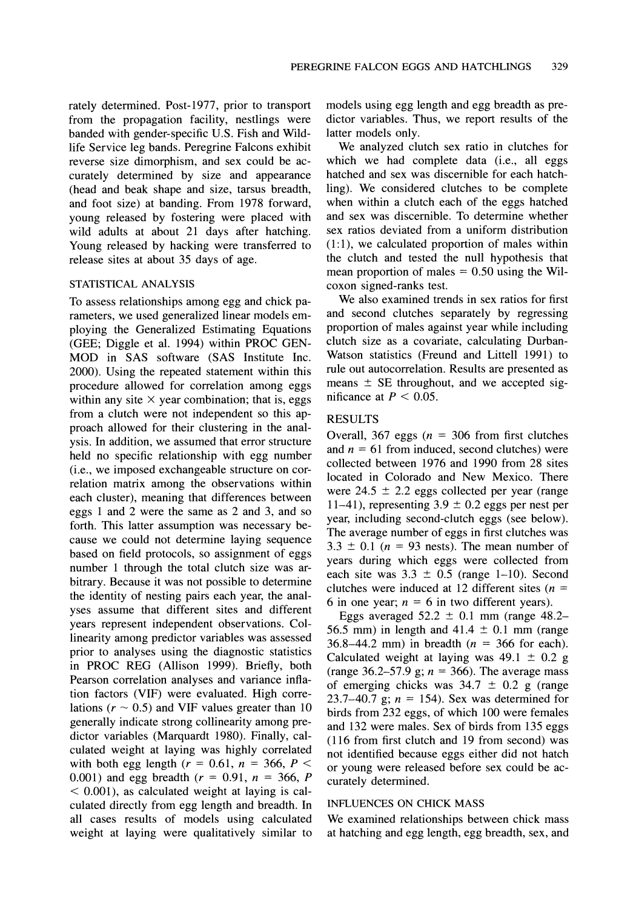rately determined. Post-1977, prior to transport from the propagation facility, nestlings were banded with gender-specific U.S. Fish and Wildlife Service leg bands. Peregrine Falcons exhibit reverse size dimorphism, and sex could be accurately determined by size and appearance (head and beak shape and size, tarsus breadth, and foot size) at banding. From 1978 forward, young released by fostering were placed with wild adults at about 21 days after hatching. Young released by hacking were transferred to release sites at about 35 days of age.

### STATISTICAL ANALYSIS

To assess relationships among egg and chick parameters, we used generalized linear models employing the Generalized Estimating Equations (GEE; Diggle et al. 1994) within PROC GENMOD in SAS software (SAS Institute Inc. 2000). Using the repeated statement within this procedure allowed for correlation among eggs within any site × year combination; that is, eggs from a clutch were not independent so this approach allowed for their clustering in the analysis. In addition, we assumed that error structure held no specific relationship with egg number (i.e., we imposed exchangeable structure on correlation matrix among the observations within each cluster), meaning that differences between eggs 1 and 2 were the same as 2 and 3, and so forth. This latter assumption was necessary because we could not determine laying sequence based on field protocols, so assignment of eggs number 1 through the total clutch size was arbitrary. Because it was not possible to determine the identity of nesting pairs each year, the analyses assume that different sites and different years represent independent observations. Collinearity among predictor variables was assessed prior to analyses using the diagnostic statistics in PROC REG (Allison 1999). Briefly, both Pearson correlation analyses and variance inflation factors (VIF) were evaluated. High correlations ($r \sim 0.5$) and VIF values greater than 10 generally indicate strong collinearity among predictor variables (Marquardt 1980). Finally, calculated weight at laying was highly correlated with both egg length ($r = 0.61$, $n = 366$, $P < 0.001$) and egg breadth ($r = 0.91$, $n = 366$, $P < 0.001$), as calculated weight at laying is calculated directly from egg length and breadth. In all cases results of models using calculated weight at laying were qualitatively similar to models using egg length and egg breadth as predictor variables. Thus, we report results of the latter models only.

We analyzed clutch sex ratio in clutches for which we had complete data (i.e., all eggs hatched and sex was discernible for each hatchling). We considered clutches to be complete when within a clutch each of the eggs hatched and sex was discernible. To determine whether sex ratios deviated from a uniform distribution (1:1), we calculated proportion of males within the clutch and tested the null hypothesis that mean proportion of males = 0.50 using the Wilcoxon signed-ranks test.

We also examined trends in sex ratios for first and second clutches separately by regressing proportion of males against year while including clutch size as a covariate, calculating Durban-Watson statistics (Freund and Littell 1991) to rule out autocorrelation. Results are presented as means ± SE throughout, and we accepted significance at $P < 0.05$.

## RESULTS

Overall, 367 eggs ($n = 306$ from first clutches and $n = 61$ from induced, second clutches) were collected between 1976 and 1990 from 28 sites located in Colorado and New Mexico. There were 24.5 ± 2.2 eggs collected per year (range 11–41), representing 3.9 ± 0.2 eggs per nest per year, including second-clutch eggs (see below). The average number of eggs in first clutches was 3.3 ± 0.1 ($n = 93$ nests). The mean number of years during which eggs were collected from each site was 3.3 ± 0.5 (range 1–10). Second clutches were induced at 12 different sites ($n = 6$ in one year; $n = 6$ in two different years).

Eggs averaged 52.2 ± 0.1 mm (range 48.2–56.5 mm) in length and 41.4 ± 0.1 mm (range 36.8–44.2 mm) in breadth ($n = 366$ for each). Calculated weight at laying was 49.1 ± 0.2 g (range 36.2–57.9 g; $n = 366$). The average mass of emerging chicks was 34.7 ± 0.2 g (range 23.7–40.7 g; $n = 154$). Sex was determined for birds from 232 eggs, of which 100 were females and 132 were males. Sex of birds from 135 eggs (116 from first clutch and 19 from second) was not identified because eggs either did not hatch or young were released before sex could be accurately determined.

### INFLUENCES ON CHICK MASS

We examined relationships between chick mass at hatching and egg length, egg breadth, sex, and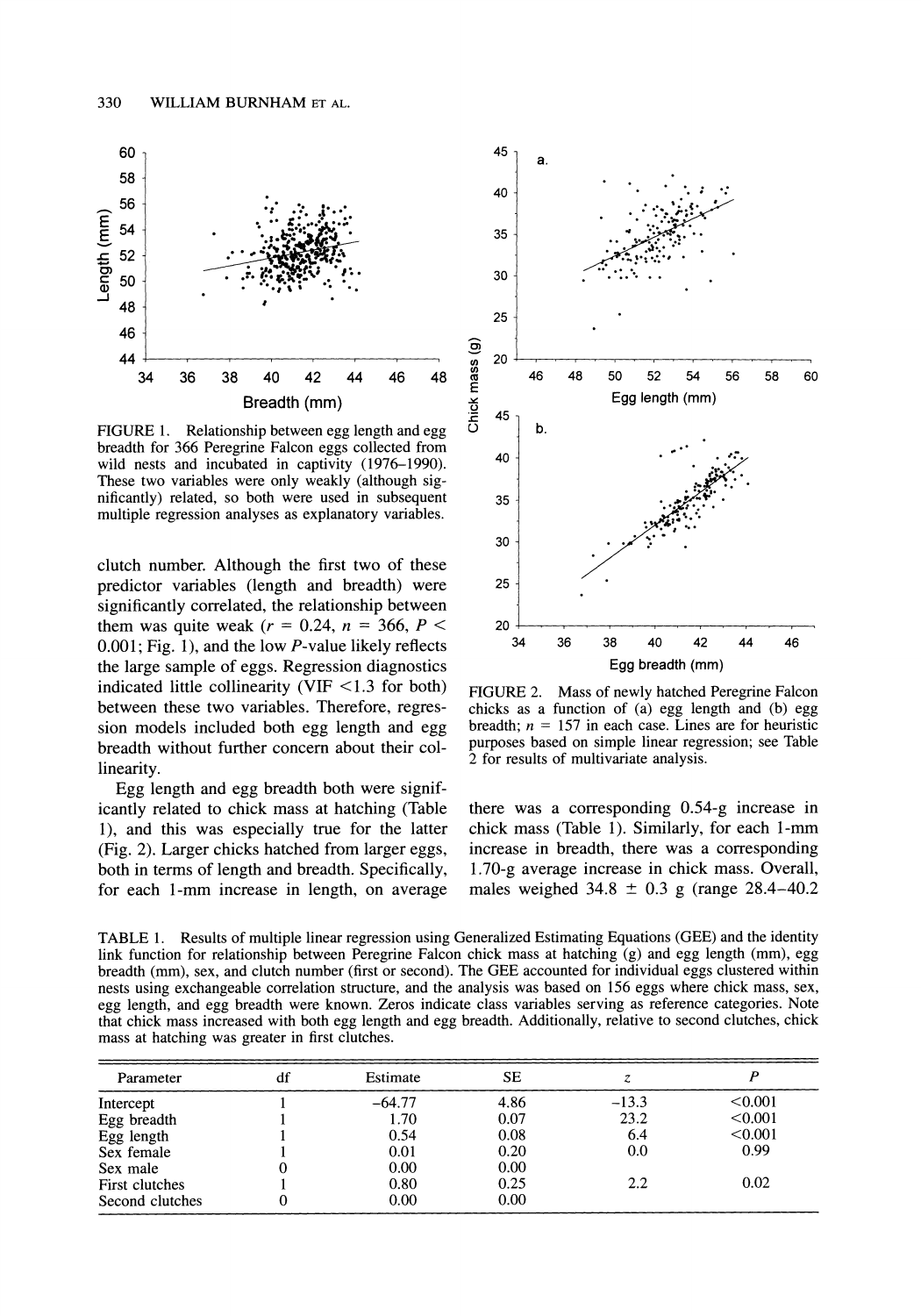FIGURE 1. Relationship between egg length and egg breadth for 366 Peregrine Falcon eggs collected from wild nests and incubated in captivity (1976–1990). These two variables were only weakly (although significantly) related, so both were used in subsequent multiple regression analyses as explanatory variables.

clutch number. Although the first two of these predictor variables (length and breadth) were significantly correlated, the relationship between them was quite weak ($r = 0.24$, $n = 366$, $P < 0.001$; Fig. 1), and the low $P$-value likely reflects the large sample of eggs. Regression diagnostics indicated little collinearity (VIF $<1.3$ for both) between these two variables. Therefore, regression models included both egg length and egg breadth without further concern about their collinearity.

Egg length and egg breadth both were significantly related to chick mass at hatching (Table 1), and this was especially true for the latter (Fig. 2). Larger chicks hatched from larger eggs, both in terms of length and breadth. Specifically, for each 1-mm increase in length, on average there was a corresponding 0.54-g increase in chick mass (Table 1). Similarly, for each 1-mm increase in breadth, there was a corresponding 1.70-g average increase in chick mass. Overall, males weighed 34.8 ± 0.3 g (range 28.4–40.2

FIGURE 2. Mass of newly hatched Peregrine Falcon chicks as a function of (a) egg length and (b) egg breadth; $n = 157$ in each case. Lines are for heuristic purposes based on simple linear regression; see Table 2 for results of multivariate analysis.

TABLE 1. Results of multiple linear regression using Generalized Estimating Equations (GEE) and the identity link function for relationship between Peregrine Falcon chick mass at hatching (g) and egg length (mm), egg breadth (mm), sex, and clutch number (first or second). The GEE accounted for individual eggs clustered within nests using exchangeable correlation structure, and the analysis was based on 156 eggs where chick mass, sex, egg length, and egg breadth were known. Zeros indicate class variables serving as reference categories. Note that chick mass increased with both egg length and egg breadth. Additionally, relative to second clutches, chick mass at hatching was greater in first clutches.

| Parameter | df | Estimate | SE | $z$ | $P$ |
|---|---|---|---|---|---|
| Intercept | 1 | −64.77 | 4.86 | −13.3 | <0.001 |
| Egg breadth | 1 | 1.70 | 0.07 | 23.2 | <0.001 |
| Egg length | 1 | 0.54 | 0.08 | 6.4 | <0.001 |
| Sex female | 1 | 0.01 | 0.20 | 0.0 | 0.99 |
| Sex male | 0 | 0.00 | 0.00 | | |
| First clutches | 1 | 0.80 | 0.25 | 2.2 | 0.02 |
| Second clutches | 0 | 0.00 | 0.00 | | |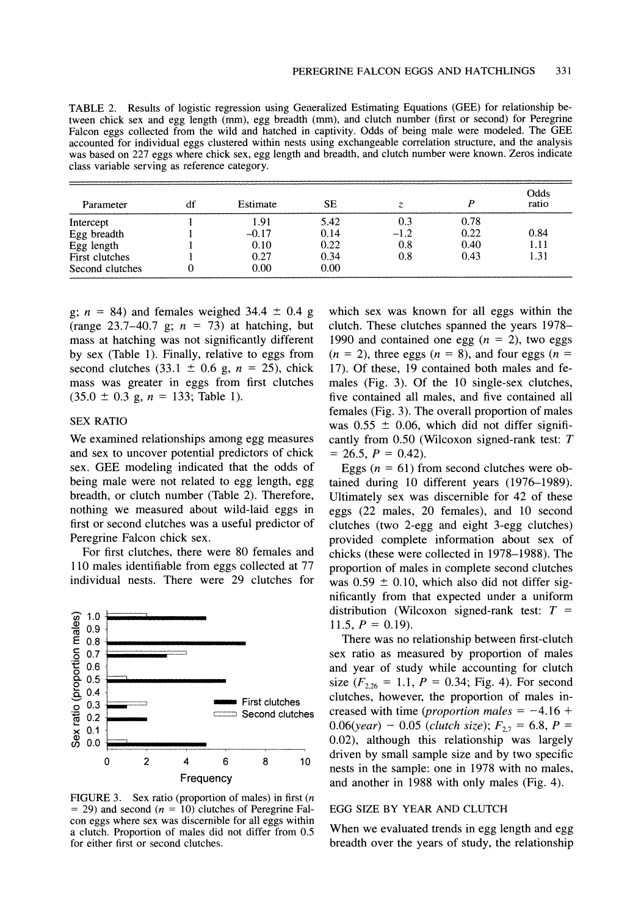TABLE 2. Results of logistic regression using Generalized Estimating Equations (GEE) for relationship between chick sex and egg length (mm), egg breadth (mm), and clutch number (first or second) for Peregrine Falcon eggs collected from the wild and hatched in captivity. Odds of being male were modeled. The GEE accounted for individual eggs clustered within nests using exchangeable correlation structure, and the analysis was based on 227 eggs where chick sex, egg length and breadth, and clutch number were known. Zeros indicate class variable serving as reference category.

| Parameter | df | Estimate | SE | $z$ | $P$ | Odds ratio |
|---|---|---|---|---|---|---|
| Intercept | 1 | 1.91 | 5.42 | 0.3 | 0.78 | |
| Egg breadth | 1 | −0.17 | 0.14 | −1.2 | 0.22 | 0.84 |
| Egg length | 1 | 0.10 | 0.22 | 0.8 | 0.40 | 1.11 |
| First clutches | 1 | 0.27 | 0.34 | 0.8 | 0.43 | 1.31 |
| Second clutches | 0 | 0.00 | 0.00 | | | |

g; $n$ = 84) and females weighed 34.4 ± 0.4 g (range 23.7–40.7 g; $n$ = 73) at hatching, but mass at hatching was not significantly different by sex (Table 1). Finally, relative to eggs from second clutches (33.1 ± 0.6 g, $n$ = 25), chick mass was greater in eggs from first clutches (35.0 ± 0.3 g, $n$ = 133; Table 1).

## SEX RATIO

We examined relationships among egg measures and sex to uncover potential predictors of chick sex. GEE modeling indicated that the odds of being male were not related to egg length, egg breadth, or clutch number (Table 2). Therefore, nothing we measured about wild-laid eggs in first or second clutches was a useful predictor of Peregrine Falcon chick sex.

For first clutches, there were 80 females and 110 males identifiable from eggs collected at 77 individual nests. There were 29 clutches for which sex was known for all eggs within the clutch. These clutches spanned the years 1978–1990 and contained one egg ($n$ = 2), two eggs ($n$ = 2), three eggs ($n$ = 8), and four eggs ($n$ = 17). Of these, 19 contained both males and females (Fig. 3). Of the 10 single-sex clutches, five contained all males, and five contained all females (Fig. 3). The overall proportion of males was 0.55 ± 0.06, which did not differ significantly from 0.50 (Wilcoxon signed-rank test: $T$ = 26.5, $P$ = 0.42).

FIGURE 3. Sex ratio (proportion of males) in first ($n$ = 29) and second ($n$ = 10) clutches of Peregrine Falcon eggs where sex was discernible for all eggs within a clutch. Proportion of males did not differ from 0.5 for either first or second clutches.

Eggs ($n$ = 61) from second clutches were obtained during 10 different years (1976–1989). Ultimately sex was discernible for 42 of these eggs (22 males, 20 females), and 10 second clutches (two 2-egg and eight 3-egg clutches) provided complete information about sex of chicks (these were collected in 1978–1988). The proportion of males in complete second clutches was 0.59 ± 0.10, which also did not differ significantly from that expected under a uniform distribution (Wilcoxon signed-rank test: $T$ = 11.5, $P$ = 0.19).

There was no relationship between first-clutch sex ratio as measured by proportion of males and year of study while accounting for clutch size ($F_{2,26}$ = 1.1, $P$ = 0.34; Fig. 4). For second clutches, however, the proportion of males increased with time (*proportion males* = −4.16 + 0.06(*year*) − 0.05 (*clutch size*); $F_{2,7}$ = 6.8, $P$ = 0.02), although this relationship was largely driven by small sample size and by two specific nests in the sample: one in 1978 with no males, and another in 1988 with only males (Fig. 4).

## EGG SIZE BY YEAR AND CLUTCH

When we evaluated trends in egg length and egg breadth over the years of study, the relationship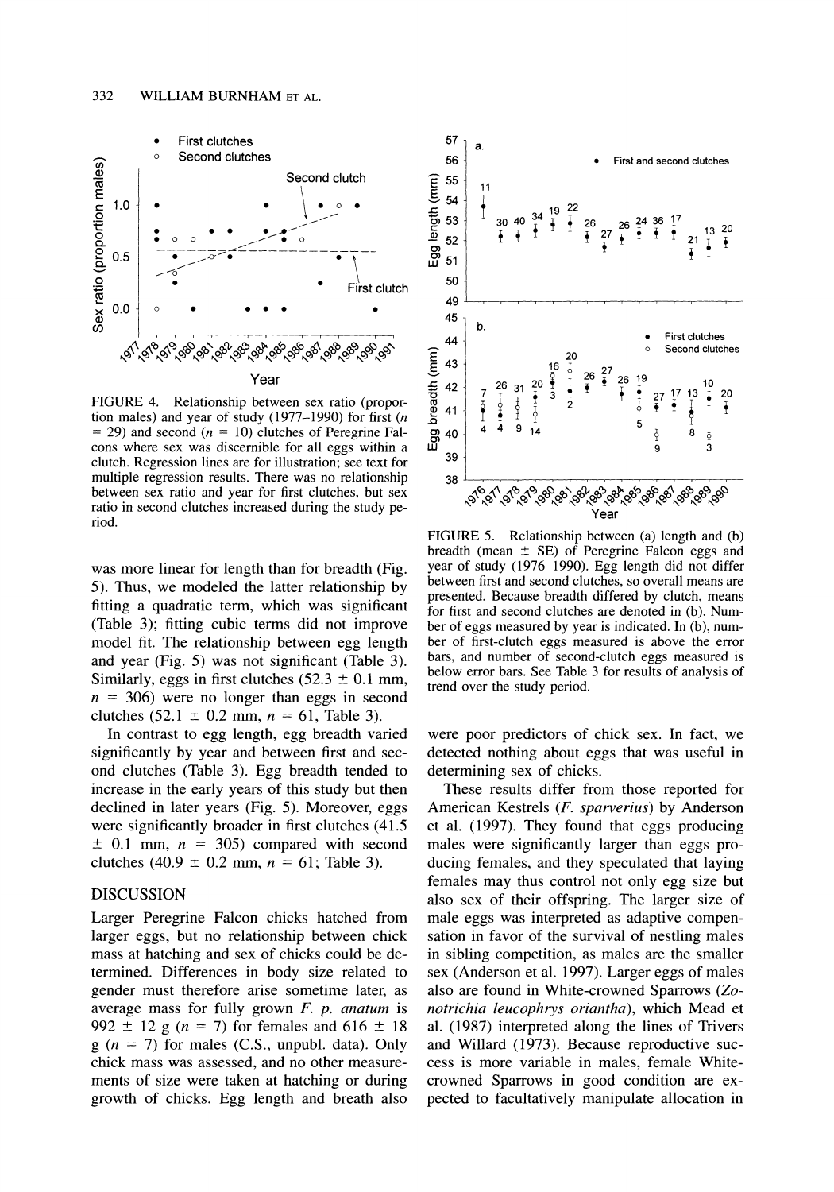FIGURE 4. Relationship between sex ratio (proportion males) and year of study (1977–1990) for first ($n = 29$) and second ($n = 10$) clutches of Peregrine Falcons where sex was discernible for all eggs within a clutch. Regression lines are for illustration; see text for multiple regression results. There was no relationship between sex ratio and year for first clutches, but sex ratio in second clutches increased during the study period.

was more linear for length than for breadth (Fig. 5). Thus, we modeled the latter relationship by fitting a quadratic term, which was significant (Table 3); fitting cubic terms did not improve model fit. The relationship between egg length and year (Fig. 5) was not significant (Table 3). Similarly, eggs in first clutches (52.3 ± 0.1 mm, $n = 306$) were no longer than eggs in second clutches (52.1 ± 0.2 mm, $n = 61$, Table 3).

In contrast to egg length, egg breadth varied significantly by year and between first and second clutches (Table 3). Egg breadth tended to increase in the early years of this study but then declined in later years (Fig. 5). Moreover, eggs were significantly broader in first clutches (41.5 ± 0.1 mm, $n = 305$) compared with second clutches (40.9 ± 0.2 mm, $n = 61$; Table 3).

FIGURE 5. Relationship between (a) length and (b) breadth (mean ± SE) of Peregrine Falcon eggs and year of study (1976–1990). Egg length did not differ between first and second clutches, so overall means are presented. Because breadth differed by clutch, means for first and second clutches are denoted in (b). Number of eggs measured by year is indicated. In (b), number of first-clutch eggs measured is above the error bars, and number of second-clutch eggs measured is below error bars. See Table 3 for results of analysis of trend over the study period.

## DISCUSSION

Larger Peregrine Falcon chicks hatched from larger eggs, but no relationship between chick mass at hatching and sex of chicks could be determined. Differences in body size related to gender must therefore arise sometime later, as average mass for fully grown *F. p. anatum* is 992 ± 12 g ($n = 7$) for females and 616 ± 18 g ($n = 7$) for males (C.S., unpubl. data). Only chick mass was assessed, and no other measurements of size were taken at hatching or during growth of chicks. Egg length and breath also were poor predictors of chick sex. In fact, we detected nothing about eggs that was useful in determining sex of chicks.

These results differ from those reported for American Kestrels (*F. sparverius*) by Anderson et al. (1997). They found that eggs producing males were significantly larger than eggs producing females, and they speculated that laying females may thus control not only egg size but also sex of their offspring. The larger size of male eggs was interpreted as adaptive compensation in favor of the survival of nestling males in sibling competition, as males are the smaller sex (Anderson et al. 1997). Larger eggs of males also are found in White-crowned Sparrows (*Zonotrichia leucophrys oriantha*), which Mead et al. (1987) interpreted along the lines of Trivers and Willard (1973). Because reproductive success is more variable in males, female White-crowned Sparrows in good condition are expected to facultatively manipulate allocation in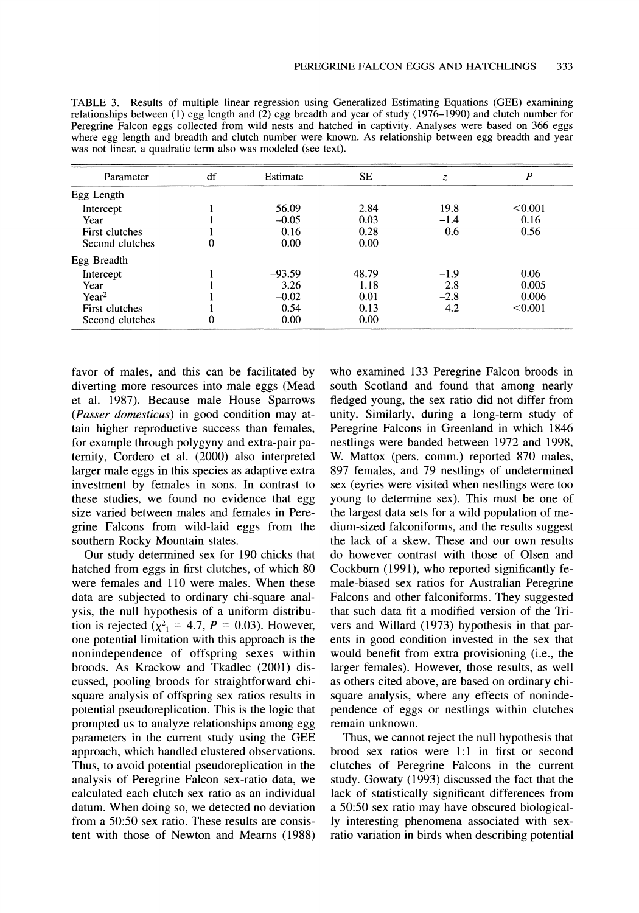TABLE 3. Results of multiple linear regression using Generalized Estimating Equations (GEE) examining relationships between (1) egg length and (2) egg breadth and year of study (1976–1990) and clutch number for Peregrine Falcon eggs collected from wild nests and hatched in captivity. Analyses were based on 366 eggs where egg length and breadth and clutch number were known. As relationship between egg breadth and year was not linear, a quadratic term also was modeled (see text).

| Parameter | df | Estimate | SE | $z$ | $P$ |
|---|---|---|---|---|---|
| Egg Length | | | | | |
| Intercept | 1 | 56.09 | 2.84 | 19.8 | <0.001 |
| Year | 1 | –0.05 | 0.03 | –1.4 | 0.16 |
| First clutches | 1 | 0.16 | 0.28 | 0.6 | 0.56 |
| Second clutches | 0 | 0.00 | 0.00 | | |
| Egg Breadth | | | | | |
| Intercept | 1 | –93.59 | 48.79 | –1.9 | 0.06 |
| Year | 1 | 3.26 | 1.18 | 2.8 | 0.005 |
| Year$^2$ | 1 | –0.02 | 0.01 | –2.8 | 0.006 |
| First clutches | 1 | 0.54 | 0.13 | 4.2 | <0.001 |
| Second clutches | 0 | 0.00 | 0.00 | | |

favor of males, and this can be facilitated by diverting more resources into male eggs (Mead et al. 1987). Because male House Sparrows (*Passer domesticus*) in good condition may attain higher reproductive success than females, for example through polygyny and extra-pair paternity, Cordero et al. (2000) also interpreted larger male eggs in this species as adaptive extra investment by females in sons. In contrast to these studies, we found no evidence that egg size varied between males and females in Peregrine Falcons from wild-laid eggs from the southern Rocky Mountain states.

Our study determined sex for 190 chicks that hatched from eggs in first clutches, of which 80 were females and 110 were males. When these data are subjected to ordinary chi-square analysis, the null hypothesis of a uniform distribution is rejected ($\chi^2_1 = 4.7$, $P = 0.03$). However, one potential limitation with this approach is the nonindependence of offspring sexes within broods. As Krackow and Tkadlec (2001) discussed, pooling broods for straightforward chi-square analysis of offspring sex ratios results in potential pseudoreplication. This is the logic that prompted us to analyze relationships among egg parameters in the current study using the GEE approach, which handled clustered observations. Thus, to avoid potential pseudoreplication in the analysis of Peregrine Falcon sex-ratio data, we calculated each clutch sex ratio as an individual datum. When doing so, we detected no deviation from a 50:50 sex ratio. These results are consistent with those of Newton and Mearns (1988) who examined 133 Peregrine Falcon broods in south Scotland and found that among nearly fledged young, the sex ratio did not differ from unity. Similarly, during a long-term study of Peregrine Falcons in Greenland in which 1846 nestlings were banded between 1972 and 1998, W. Mattox (pers. comm.) reported 870 males, 897 females, and 79 nestlings of undetermined sex (eyries were visited when nestlings were too young to determine sex). This must be one of the largest data sets for a wild population of medium-sized falconiforms, and the results suggest the lack of a skew. These and our own results do however contrast with those of Olsen and Cockburn (1991), who reported significantly female-biased sex ratios for Australian Peregrine Falcons and other falconiforms. They suggested that such data fit a modified version of the Trivers and Willard (1973) hypothesis in that parents in good condition invested in the sex that would benefit from extra provisioning (i.e., the larger females). However, those results, as well as others cited above, are based on ordinary chi-square analysis, where any effects of nonindependence of eggs or nestlings within clutches remain unknown.

Thus, we cannot reject the null hypothesis that brood sex ratios were 1:1 in first or second clutches of Peregrine Falcons in the current study. Gowaty (1993) discussed the fact that the lack of statistically significant differences from a 50:50 sex ratio may have obscured biologically interesting phenomena associated with sex-ratio variation in birds when describing potential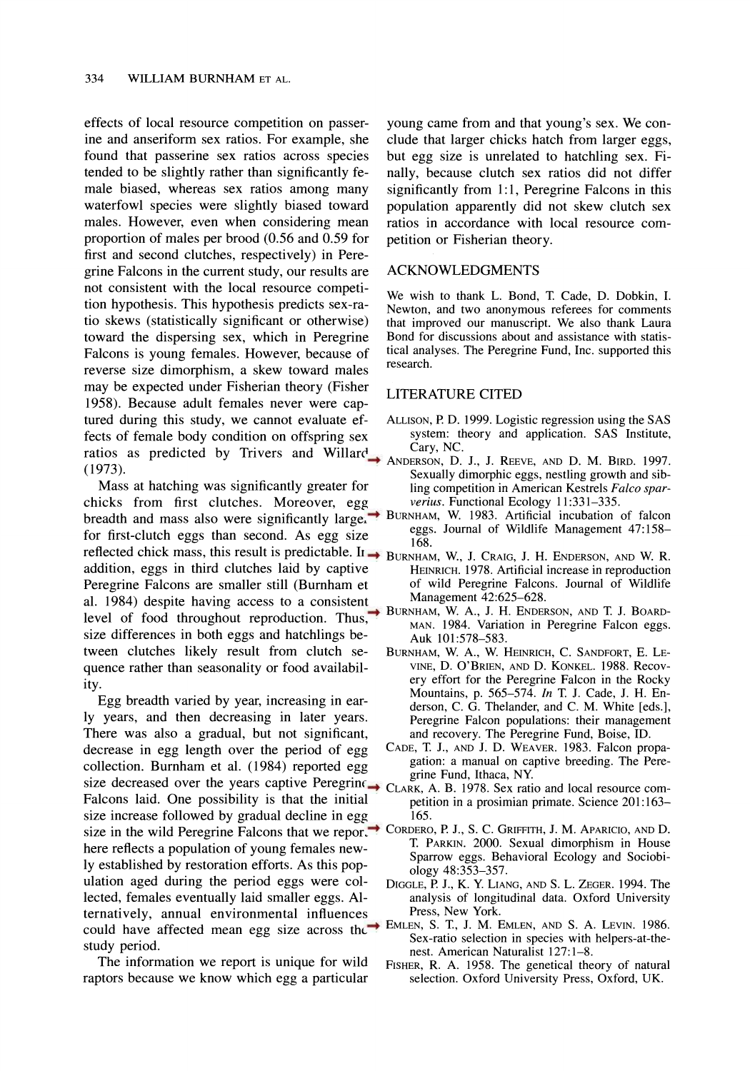effects of local resource competition on passerine and anseriform sex ratios. For example, she found that passerine sex ratios across species tended to be slightly rather than significantly female biased, whereas sex ratios among many waterfowl species were slightly biased toward males. However, even when considering mean proportion of males per brood (0.56 and 0.59 for first and second clutches, respectively) in Peregrine Falcons in the current study, our results are not consistent with the local resource competition hypothesis. This hypothesis predicts sex-ratio skews (statistically significant or otherwise) toward the dispersing sex, which in Peregrine Falcons is young females. However, because of reverse size dimorphism, a skew toward males may be expected under Fisherian theory (Fisher 1958). Because adult females never were captured during this study, we cannot evaluate effects of female body condition on offspring sex ratios as predicted by Trivers and Willard (1973).

Mass at hatching was significantly greater for chicks from first clutches. Moreover, egg breadth and mass also were significantly larger for first-clutch eggs than second. As egg size reflected chick mass, this result is predictable. In addition, eggs in third clutches laid by captive Peregrine Falcons are smaller still (Burnham et al. 1984) despite having access to a consistent level of food throughout reproduction. Thus, size differences in both eggs and hatchlings between clutches likely result from clutch sequence rather than seasonality or food availability.

Egg breadth varied by year, increasing in early years, and then decreasing in later years. There was also a gradual, but not significant, decrease in egg length over the period of egg collection. Burnham et al. (1984) reported egg size decreased over the years captive Peregrine Falcons laid. One possibility is that the initial size increase followed by gradual decline in egg size in the wild Peregrine Falcons that we report here reflects a population of young females newly established by restoration efforts. As this population aged during the period eggs were collected, females eventually laid smaller eggs. Alternatively, annual environmental influences could have affected mean egg size across the study period.

The information we report is unique for wild raptors because we know which egg a particular young came from and that young's sex. We conclude that larger chicks hatch from larger eggs, but egg size is unrelated to hatchling sex. Finally, because clutch sex ratios did not differ significantly from 1:1, Peregrine Falcons in this population apparently did not skew clutch sex ratios in accordance with local resource competition or Fisherian theory.

## ACKNOWLEDGMENTS

We wish to thank L. Bond, T. Cade, D. Dobkin, I. Newton, and two anonymous referees for comments that improved our manuscript. We also thank Laura Bond for discussions about and assistance with statistical analyses. The Peregrine Fund, Inc. supported this research.

## LITERATURE CITED

Allison, P. D. 1999. Logistic regression using the SAS system: theory and application. SAS Institute, Cary, NC.

Anderson, D. J., J. Reeve, and D. M. Bird. 1997. Sexually dimorphic eggs, nestling growth and sibling competition in American Kestrels *Falco sparverius*. Functional Ecology 11:331–335.

Burnham, W. 1983. Artificial incubation of falcon eggs. Journal of Wildlife Management 47:158–168.

Burnham, W., J. Craig, J. H. Enderson, and W. R. Heinrich. 1978. Artificial increase in reproduction of wild Peregrine Falcons. Journal of Wildlife Management 42:625–628.

Burnham, W. A., J. H. Enderson, and T. J. Boardman. 1984. Variation in Peregrine Falcon eggs. Auk 101:578–583.

Burnham, W. A., W. Heinrich, C. Sandfort, E. Levine, D. O'Brien, and D. Konkel. 1988. Recovery effort for the Peregrine Falcon in the Rocky Mountains, p. 565–574. *In* T. J. Cade, J. H. Enderson, C. G. Thelander, and C. M. White [eds.], Peregrine Falcon populations: their management and recovery. The Peregrine Fund, Boise, ID.

Cade, T. J., and J. D. Weaver. 1983. Falcon propagation: a manual on captive breeding. The Peregrine Fund, Ithaca, NY.

Clark, A. B. 1978. Sex ratio and local resource competition in a prosimian primate. Science 201:163–165.

Cordero, P. J., S. C. Griffith, J. M. Aparicio, and D. T. Parkin. 2000. Sexual dimorphism in House Sparrow eggs. Behavioral Ecology and Sociobiology 48:353–357.

Diggle, P. J., K. Y. Liang, and S. L. Zeger. 1994. The analysis of longitudinal data. Oxford University Press, New York.

Emlen, S. T., J. M. Emlen, and S. A. Levin. 1986. Sex-ratio selection in species with helpers-at-the-nest. American Naturalist 127:1–8.

Fisher, R. A. 1958. The genetical theory of natural selection. Oxford University Press, Oxford, UK.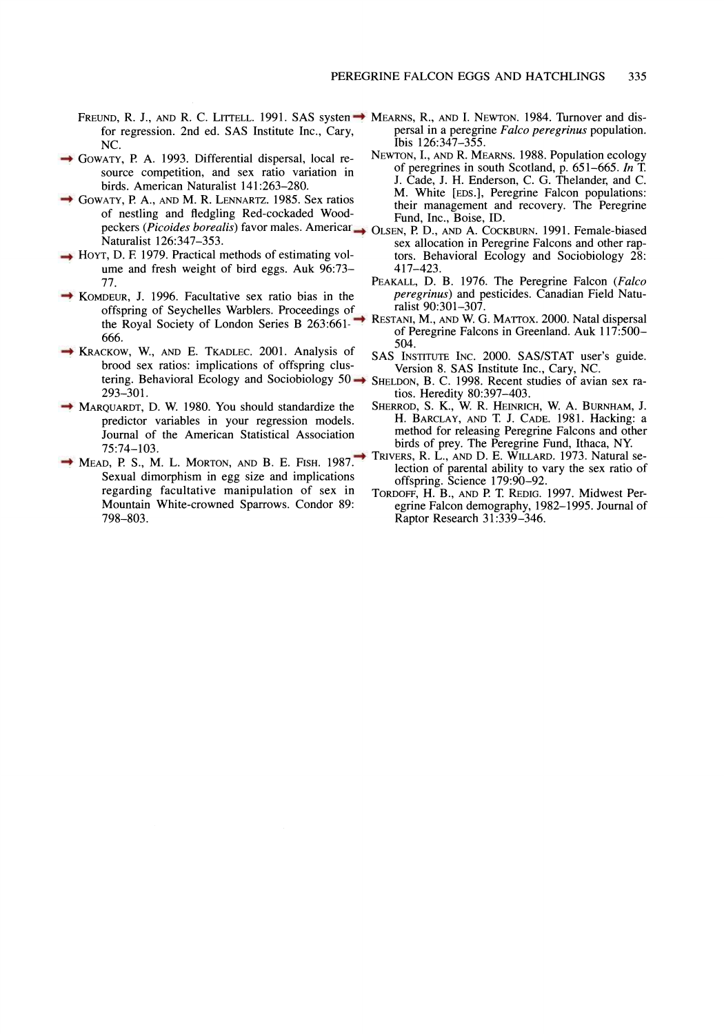FREUND, R. J., AND R. C. LITTELL. 1991. SAS system for regression. 2nd ed. SAS Institute Inc., Cary, NC.

GOWATY, P. A. 1993. Differential dispersal, local resource competition, and sex ratio variation in birds. American Naturalist 141:263–280.

GOWATY, P. A., AND M. R. LENNARTZ. 1985. Sex ratios of nestling and fledgling Red-cockaded Woodpeckers (*Picoides borealis*) favor males. American Naturalist 126:347–353.

HOYT, D. F. 1979. Practical methods of estimating volume and fresh weight of bird eggs. Auk 96:73–77.

KOMDEUR, J. 1996. Facultative sex ratio bias in the offspring of Seychelles Warblers. Proceedings of the Royal Society of London Series B 263:661–666.

KRACKOW, W., AND E. TKADLEC. 2001. Analysis of brood sex ratios: implications of offspring clustering. Behavioral Ecology and Sociobiology 50:293–301.

MARQUARDT, D. W. 1980. You should standardize the predictor variables in your regression models. Journal of the American Statistical Association 75:74–103.

MEAD, P. S., M. L. MORTON, AND B. E. FISH. 1987. Sexual dimorphism in egg size and implications regarding facultative manipulation of sex in Mountain White-crowned Sparrows. Condor 89: 798–803.

MEARNS, R., AND I. NEWTON. 1984. Turnover and dispersal in a peregrine *Falco peregrinus* population. Ibis 126:347–355.

NEWTON, I., AND R. MEARNS. 1988. Population ecology of peregrines in south Scotland, p. 651–665. *In* T. J. Cade, J. H. Enderson, C. G. Thelander, and C. M. White [EDS.], Peregrine Falcon populations: their management and recovery. The Peregrine Fund, Inc., Boise, ID.

OLSEN, P. D., AND A. COCKBURN. 1991. Female-biased sex allocation in Peregrine Falcons and other raptors. Behavioral Ecology and Sociobiology 28: 417–423.

PEAKALL, D. B. 1976. The Peregrine Falcon (*Falco peregrinus*) and pesticides. Canadian Field Naturalist 90:301–307.

RESTANI, M., AND W. G. MATTOX. 2000. Natal dispersal of Peregrine Falcons in Greenland. Auk 117:500–504.

SAS INSTITUTE INC. 2000. SAS/STAT user's guide. Version 8. SAS Institute Inc., Cary, NC.

SHELDON, B. C. 1998. Recent studies of avian sex ratios. Heredity 80:397–403.

SHERROD, S. K., W. R. HEINRICH, W. A. BURNHAM, J. H. BARCLAY, AND T. J. CADE. 1981. Hacking: a method for releasing Peregrine Falcons and other birds of prey. The Peregrine Fund, Ithaca, NY.

TRIVERS, R. L., AND D. E. WILLARD. 1973. Natural selection of parental ability to vary the sex ratio of offspring. Science 179:90–92.

TORDOFF, H. B., AND P. T. REDIG. 1997. Midwest Peregrine Falcon demography, 1982–1995. Journal of Raptor Research 31:339–346.